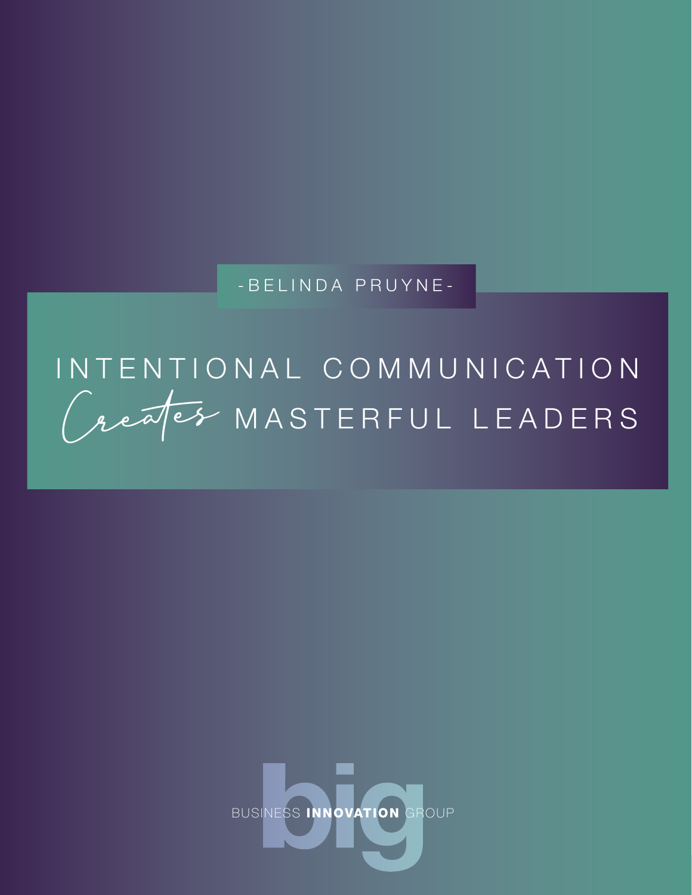-BELINDA PRUYNE-

# INTENTIONAL COMMUNICATION *Creates* MASTERFUL LEADERS

big

BUSINESS **INNOVATION** GROUP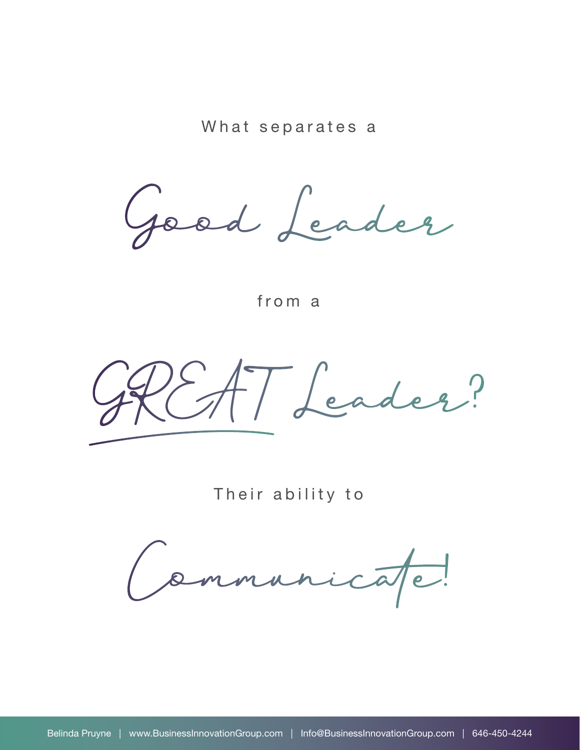What separates a

# Good Leader

from a

# GREAT Leader?

Their ability to

# Communicate!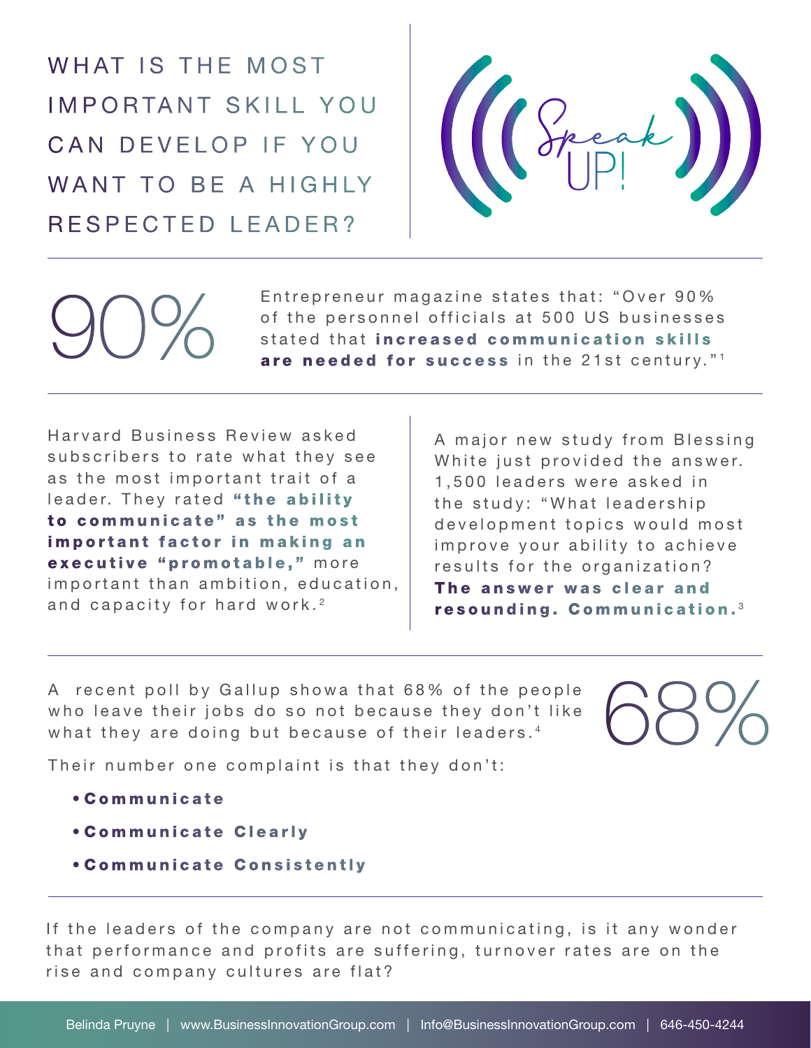# WHAT IS THE MOST IMPORTANT SKILL YOU CAN DEVELOP IF YOU WANT TO BE A HIGHLY RESPECTED LEADER?

Speak UP!

---

90%

Entrepreneur magazine states that: "Over 90% of the personnel officials at 500 US businesses stated that **increased communication skills are needed for success** in the 21st century."[1]

---

Harvard Business Review asked subscribers to rate what they see as the most important trait of a leader. They rated **"the ability to communicate" as the most important factor in making an executive "promotable,"** more important than ambition, education, and capacity for hard work.[2]

A major new study from Blessing White just provided the answer. 1,500 leaders were asked in the study: "What leadership development topics would most improve your ability to achieve results for the organization? **The answer was clear and resounding. Communication.**[3]

---

A recent poll by Gallup showa that 68% of the people who leave their jobs do so not because they don't like what they are doing but because of their leaders.[4]

68%

Their number one complaint is that they don't:

- **Communicate**
- **Communicate Clearly**
- **Communicate Consistently**

---

If the leaders of the company are not communicating, is it any wonder that performance and profits are suffering, turnover rates are on the rise and company cultures are flat?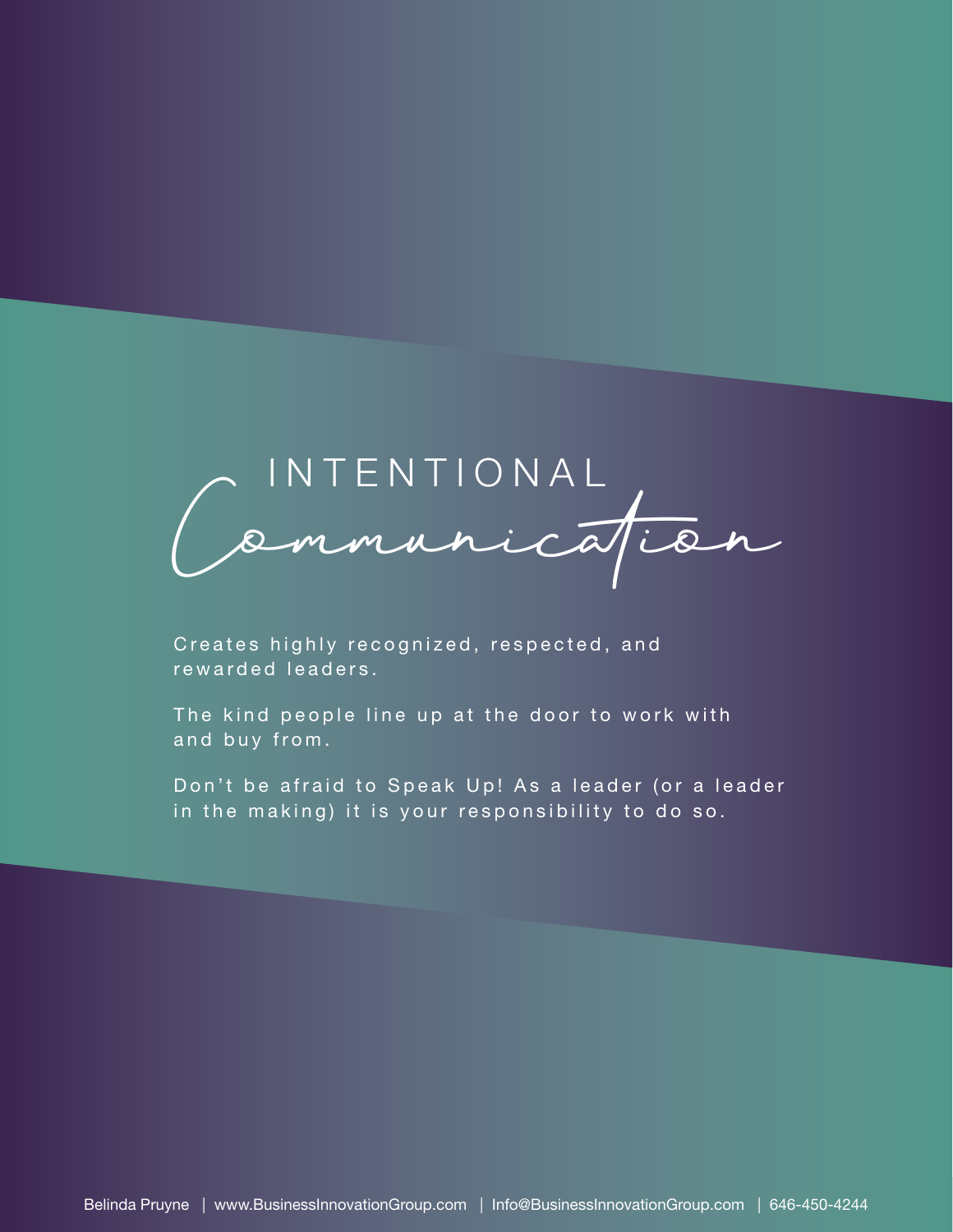# INTENTIONAL Communication

Creates highly recognized, respected, and rewarded leaders.

The kind people line up at the door to work with and buy from.

Don't be afraid to Speak Up! As a leader (or a leader in the making) it is your responsibility to do so.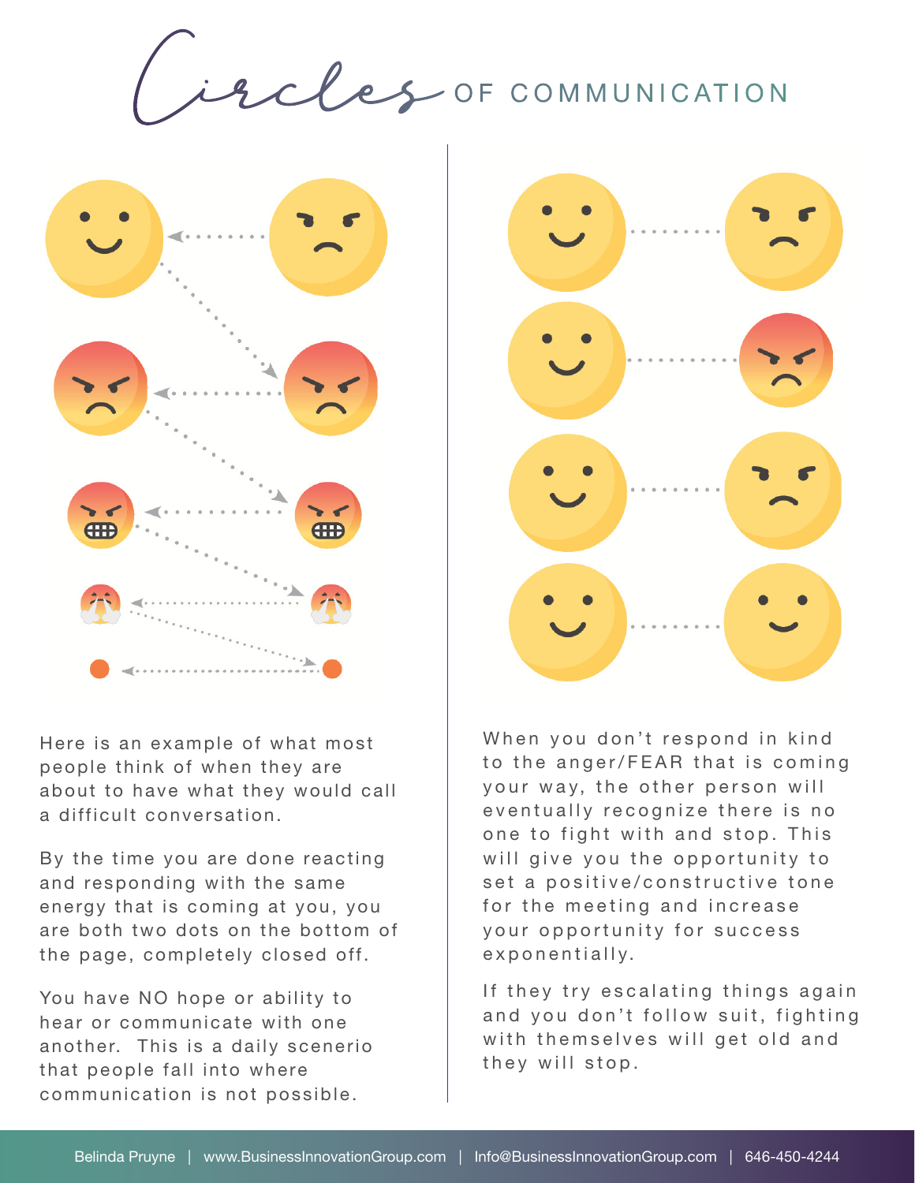# Circles OF COMMUNICATION

Here is an example of what most people think of when they are about to have what they would call a difficult conversation.

By the time you are done reacting and responding with the same energy that is coming at you, you are both two dots on the bottom of the page, completely closed off.

You have NO hope or ability to hear or communicate with one another. This is a daily scenerio that people fall into where communication is not possible.

When you don't respond in kind to the anger/FEAR that is coming your way, the other person will eventually recognize there is no one to fight with and stop. This will give you the opportunity to set a positive/constructive tone for the meeting and increase your opportunity for success exponentially.

If they try escalating things again and you don't follow suit, fighting with themselves will get old and they will stop.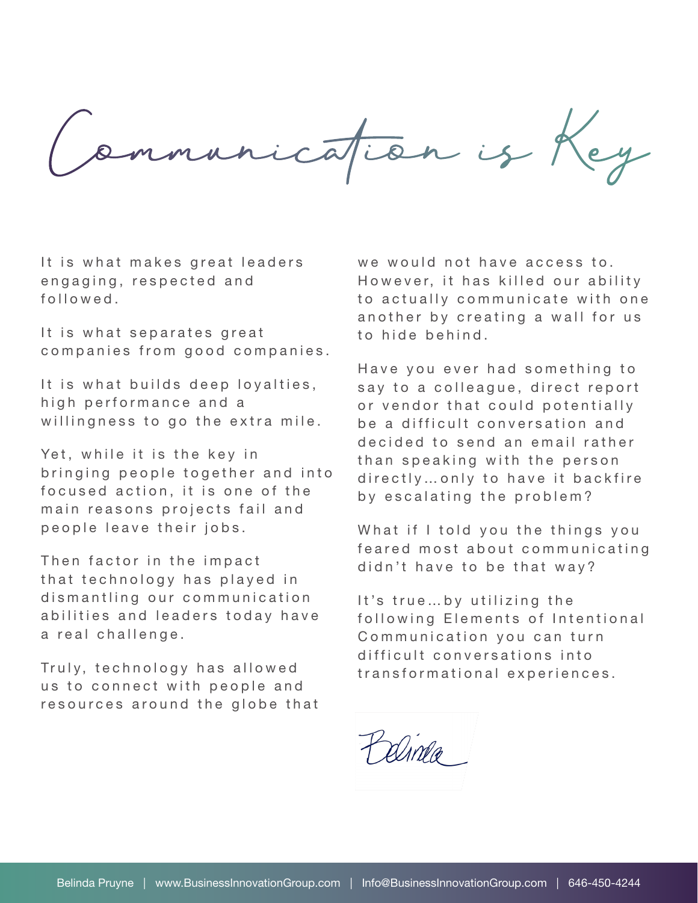# Communication is Key

It is what makes great leaders engaging, respected and followed.

It is what separates great companies from good companies.

It is what builds deep loyalties, high performance and a willingness to go the extra mile.

Yet, while it is the key in bringing people together and into focused action, it is one of the main reasons projects fail and people leave their jobs.

Then factor in the impact that technology has played in dismantling our communication abilities and leaders today have a real challenge.

Truly, technology has allowed us to connect with people and resources around the globe that we would not have access to. However, it has killed our ability to actually communicate with one another by creating a wall for us to hide behind.

Have you ever had something to say to a colleague, direct report or vendor that could potentially be a difficult conversation and decided to send an email rather than speaking with the person directly…only to have it backfire by escalating the problem?

What if I told you the things you feared most about communicating didn't have to be that way?

It's true…by utilizing the following Elements of Intentional Communication you can turn difficult conversations into transformational experiences.

Belinda

Belinda Pruyne | www.BusinessInnovationGroup.com | Info@BusinessInnovationGroup.com | 646-450-4244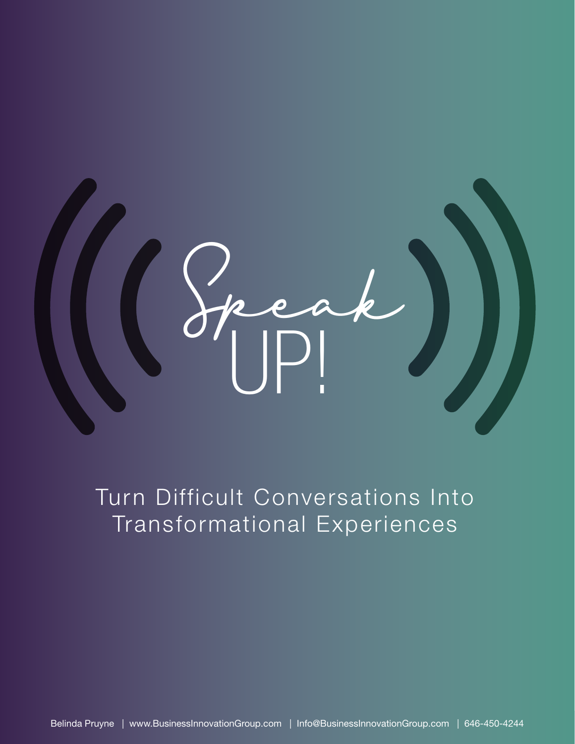# Speak UP!

Turn Difficult Conversations Into Transformational Experiences

Belinda Pruyne | www.BusinessInnovationGroup.com | Info@BusinessInnovationGroup.com | 646-450-4244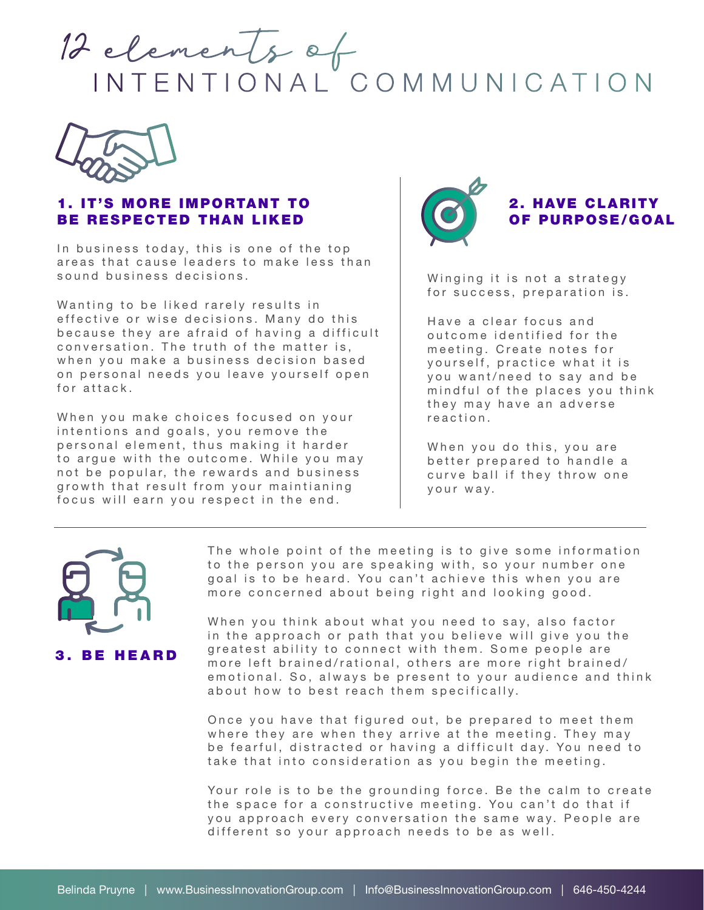# 12 elements of INTENTIONAL COMMUNICATION

## 1. IT'S MORE IMPORTANT TO BE RESPECTED THAN LIKED

In business today, this is one of the top areas that cause leaders to make less than sound business decisions.

Wanting to be liked rarely results in effective or wise decisions. Many do this because they are afraid of having a difficult conversation. The truth of the matter is, when you make a business decision based on personal needs you leave yourself open for attack.

When you make choices focused on your intentions and goals, you remove the personal element, thus making it harder to argue with the outcome. While you may not be popular, the rewards and business growth that result from your maintianing focus will earn you respect in the end.

## 2. HAVE CLARITY OF PURPOSE/GOAL

Winging it is not a strategy for success, preparation is.

Have a clear focus and outcome identified for the meeting. Create notes for yourself, practice what it is you want/need to say and be mindful of the places you think they may have an adverse reaction.

When you do this, you are better prepared to handle a curve ball if they throw one your way.

## 3. BE HEARD

The whole point of the meeting is to give some information to the person you are speaking with, so your number one goal is to be heard. You can't achieve this when you are more concerned about being right and looking good.

When you think about what you need to say, also factor in the approach or path that you believe will give you the greatest ability to connect with them. Some people are more left brained/rational, others are more right brained/emotional. So, always be present to your audience and think about how to best reach them specifically.

Once you have that figured out, be prepared to meet them where they are when they arrive at the meeting. They may be fearful, distracted or having a difficult day. You need to take that into consideration as you begin the meeting.

Your role is to be the grounding force. Be the calm to create the space for a constructive meeting. You can't do that if you approach every conversation the same way. People are different so your approach needs to be as well.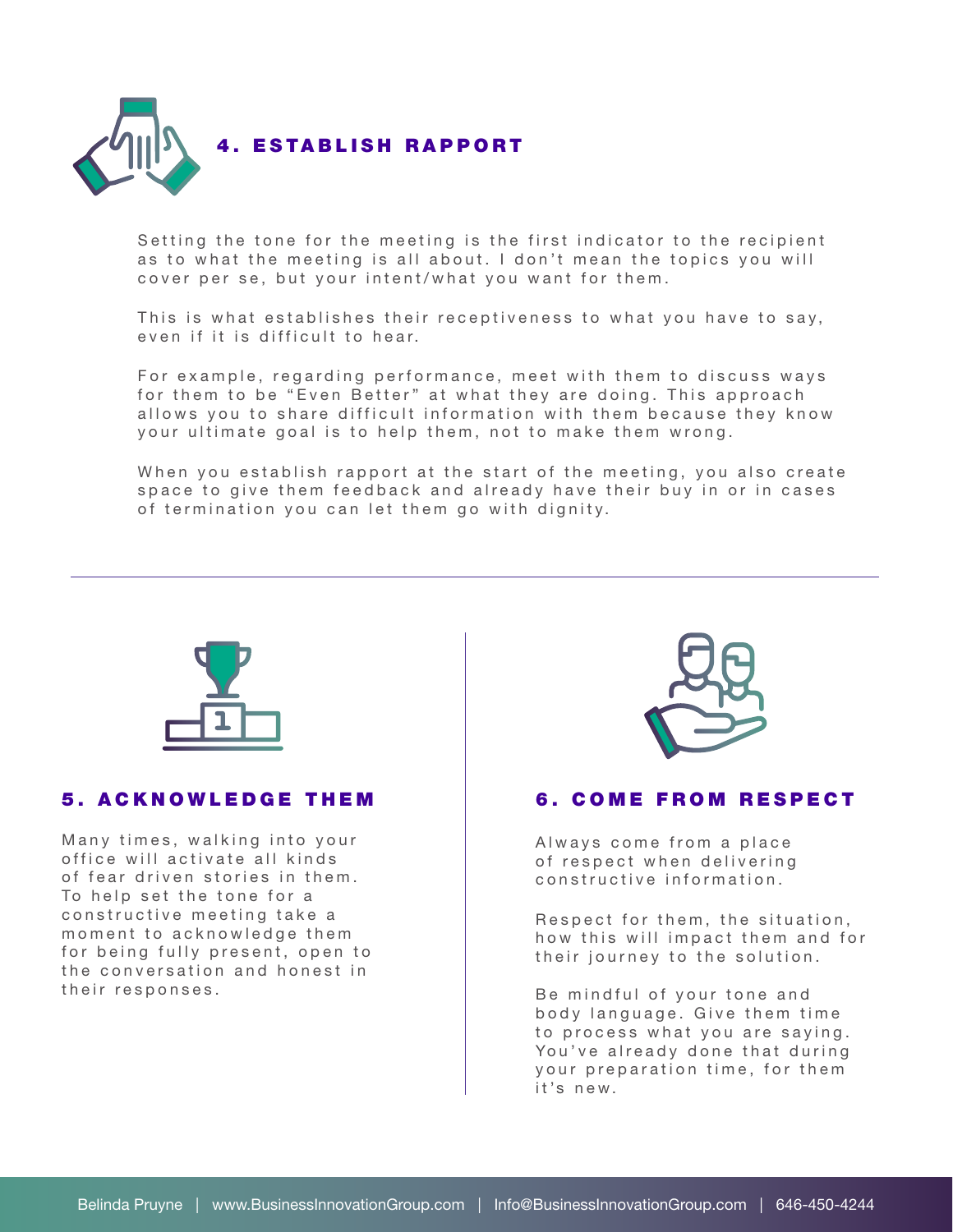## 4. ESTABLISH RAPPORT

Setting the tone for the meeting is the first indicator to the recipient as to what the meeting is all about. I don't mean the topics you will cover per se, but your intent/what you want for them.

This is what establishes their receptiveness to what you have to say, even if it is difficult to hear.

For example, regarding performance, meet with them to discuss ways for them to be "Even Better" at what they are doing. This approach allows you to share difficult information with them because they know your ultimate goal is to help them, not to make them wrong.

When you establish rapport at the start of the meeting, you also create space to give them feedback and already have their buy in or in cases of termination you can let them go with dignity.

---

## 5. ACKNOWLEDGE THEM

Many times, walking into your office will activate all kinds of fear driven stories in them. To help set the tone for a constructive meeting take a moment to acknowledge them for being fully present, open to the conversation and honest in their responses.

## 6. COME FROM RESPECT

Always come from a place of respect when delivering constructive information.

Respect for them, the situation, how this will impact them and for their journey to the solution.

Be mindful of your tone and body language. Give them time to process what you are saying. You've already done that during your preparation time, for them it's new.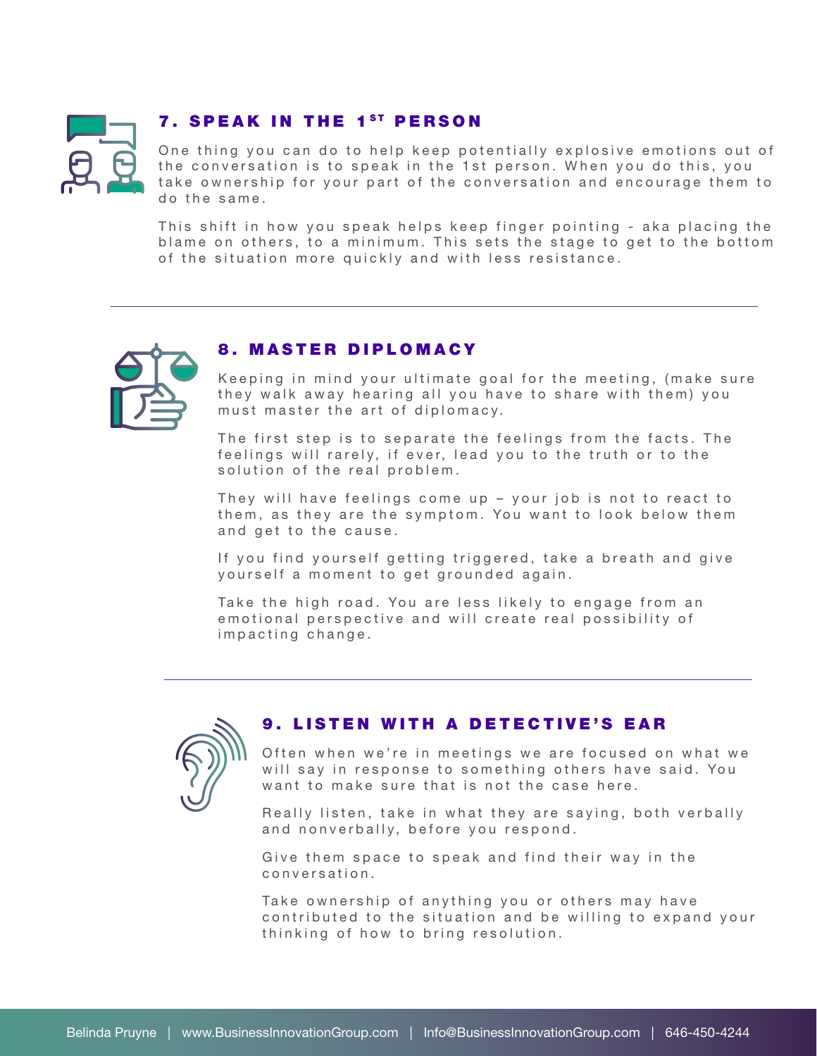## 7. SPEAK IN THE 1ST PERSON

One thing you can do to help keep potentially explosive emotions out of the conversation is to speak in the 1st person. When you do this, you take ownership for your part of the conversation and encourage them to do the same.

This shift in how you speak helps keep finger pointing - aka placing the blame on others, to a minimum. This sets the stage to get to the bottom of the situation more quickly and with less resistance.

---

## 8. MASTER DIPLOMACY

Keeping in mind your ultimate goal for the meeting, (make sure they walk away hearing all you have to share with them) you must master the art of diplomacy.

The first step is to separate the feelings from the facts. The feelings will rarely, if ever, lead you to the truth or to the solution of the real problem.

They will have feelings come up – your job is not to react to them, as they are the symptom. You want to look below them and get to the cause.

If you find yourself getting triggered, take a breath and give yourself a moment to get grounded again.

Take the high road. You are less likely to engage from an emotional perspective and will create real possibility of impacting change.

---

## 9. LISTEN WITH A DETECTIVE'S EAR

Often when we're in meetings we are focused on what we will say in response to something others have said. You want to make sure that is not the case here.

Really listen, take in what they are saying, both verbally and nonverbally, before you respond.

Give them space to speak and find their way in the conversation.

Take ownership of anything you or others may have contributed to the situation and be willing to expand your thinking of how to bring resolution.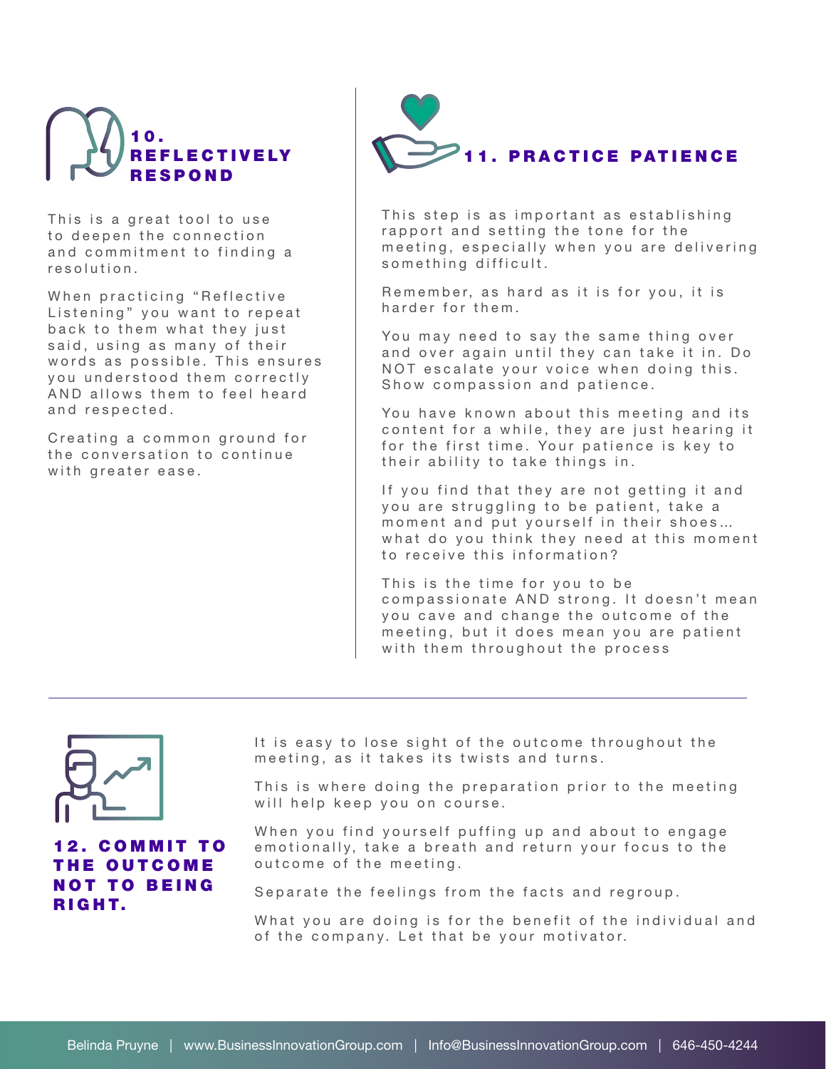## 10. REFLECTIVELY RESPOND

This is a great tool to use to deepen the connection and commitment to finding a resolution.

When practicing "Reflective Listening" you want to repeat back to them what they just said, using as many of their words as possible. This ensures you understood them correctly AND allows them to feel heard and respected.

Creating a common ground for the conversation to continue with greater ease.

## 11. PRACTICE PATIENCE

This step is as important as establishing rapport and setting the tone for the meeting, especially when you are delivering something difficult.

Remember, as hard as it is for you, it is harder for them.

You may need to say the same thing over and over again until they can take it in. Do NOT escalate your voice when doing this. Show compassion and patience.

You have known about this meeting and its content for a while, they are just hearing it for the first time. Your patience is key to their ability to take things in.

If you find that they are not getting it and you are struggling to be patient, take a moment and put yourself in their shoes… what do you think they need at this moment to receive this information?

This is the time for you to be compassionate AND strong. It doesn't mean you cave and change the outcome of the meeting, but it does mean you are patient with them throughout the process

## 12. COMMIT TO THE OUTCOME NOT TO BEING RIGHT.

It is easy to lose sight of the outcome throughout the meeting, as it takes its twists and turns.

This is where doing the preparation prior to the meeting will help keep you on course.

When you find yourself puffing up and about to engage emotionally, take a breath and return your focus to the outcome of the meeting.

Separate the feelings from the facts and regroup.

What you are doing is for the benefit of the individual and of the company. Let that be your motivator.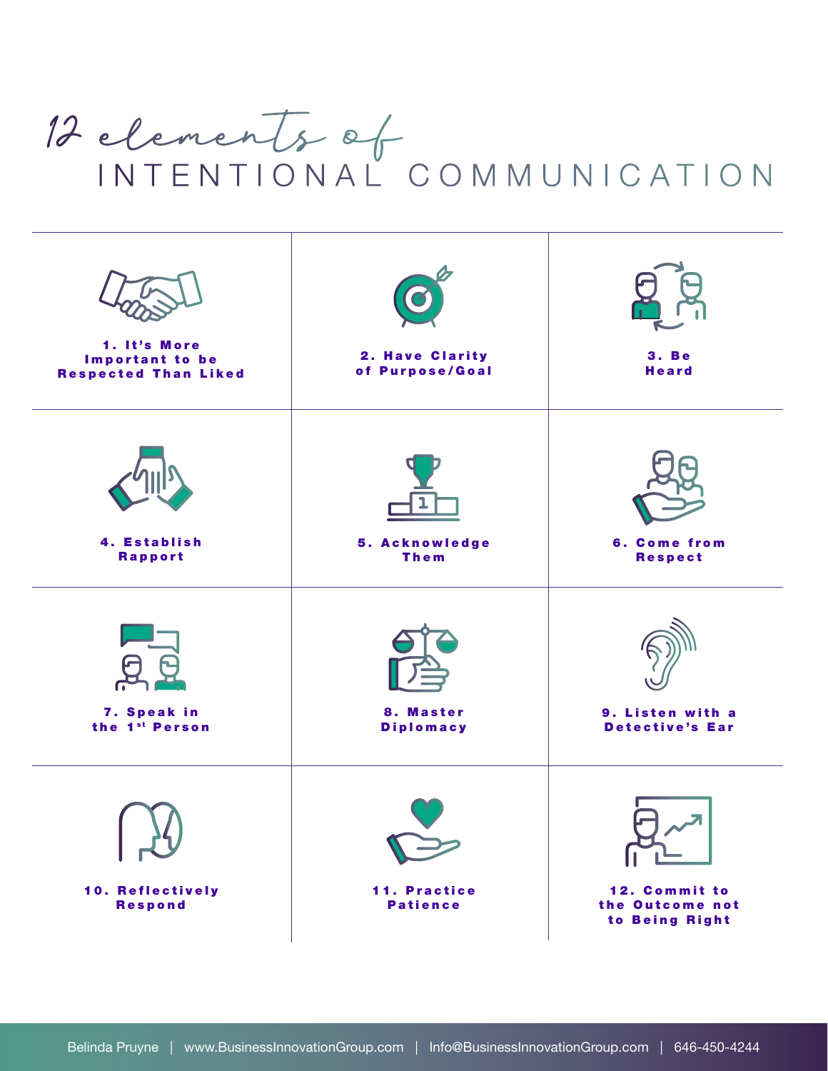# 12 elements of INTENTIONAL COMMUNICATION

| | | |
|---|---|---|
| **1. It's More Important to be Respected Than Liked** | **2. Have Clarity of Purpose/Goal** | **3. Be Heard** |
| **4. Establish Rapport** | **5. Acknowledge Them** | **6. Come from Respect** |
| **7. Speak in the 1st Person** | **8. Master Diplomacy** | **9. Listen with a Detective's Ear** |
| **10. Reflectively Respond** | **11. Practice Patience** | **12. Commit to the Outcome not to Being Right** |

Belinda Pruyne | www.BusinessInnovationGroup.com | Info@BusinessInnovationGroup.com | 646-450-4244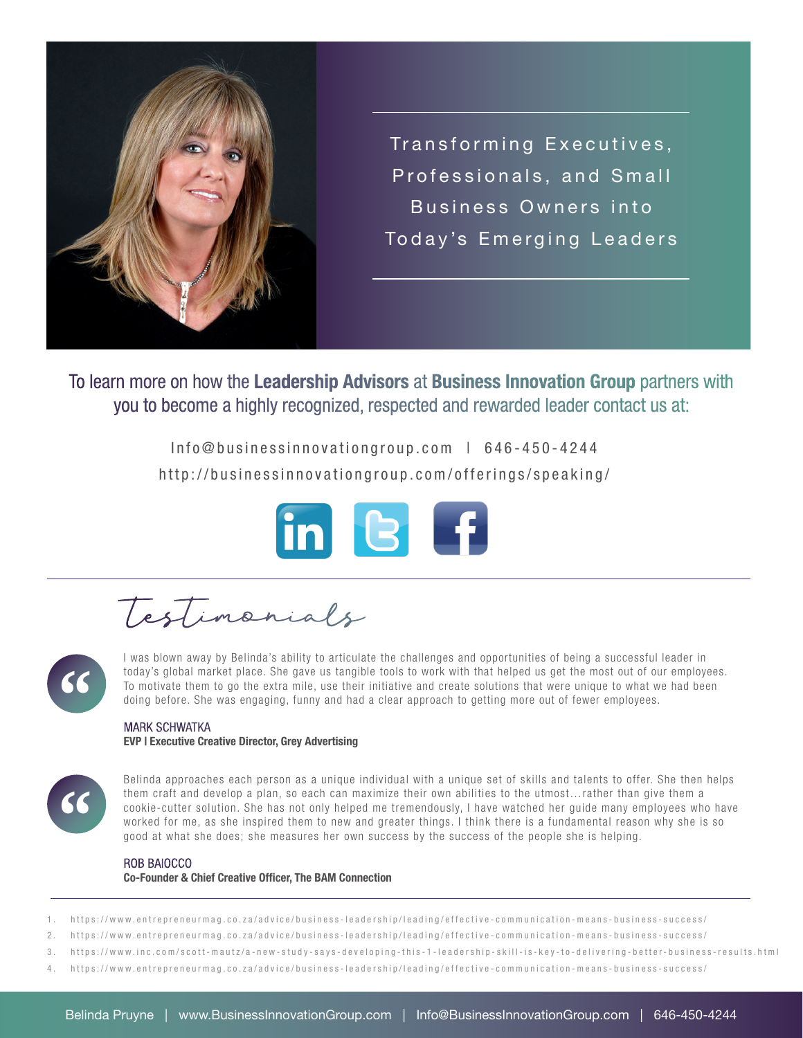Transforming Executives, Professionals, and Small Business Owners into Today's Emerging Leaders

To learn more on how the **Leadership Advisors** at **Business Innovation Group** partners with you to become a highly recognized, respected and rewarded leader contact us at:

Info@businessinnovationgroup.com | 646-450-4244

http://businessinnovationgroup.com/offerings/speaking/

## Testimonials

I was blown away by Belinda's ability to articulate the challenges and opportunities of being a successful leader in today's global market place. She gave us tangible tools to work with that helped us get the most out of our employees. To motivate them to go the extra mile, use their initiative and create solutions that were unique to what we had been doing before. She was engaging, funny and had a clear approach to getting more out of fewer employees.

MARK SCHWATKA
**EVP | Executive Creative Director, Grey Advertising**

Belinda approaches each person as a unique individual with a unique set of skills and talents to offer. She then helps them craft and develop a plan, so each can maximize their own abilities to the utmost...rather than give them a cookie-cutter solution. She has not only helped me tremendously, I have watched her guide many employees who have worked for me, as she inspired them to new and greater things. I think there is a fundamental reason why she is so good at what she does; she measures her own success by the success of the people she is helping.

ROB BAIOCCO
**Co-Founder & Chief Creative Officer, The BAM Connection**

1. https://www.entrepreneurmag.co.za/advice/business-leadership/leading/effective-communication-means-business-success/
2. https://www.entrepreneurmag.co.za/advice/business-leadership/leading/effective-communication-means-business-success/
3. https://www.inc.com/scott-mautz/a-new-study-says-developing-this-1-leadership-skill-is-key-to-delivering-better-business-results.html
4. https://www.entrepreneurmag.co.za/advice/business-leadership/leading/effective-communication-means-business-success/

Belinda Pruyne | www.BusinessInnovationGroup.com | Info@BusinessInnovationGroup.com | 646-450-4244